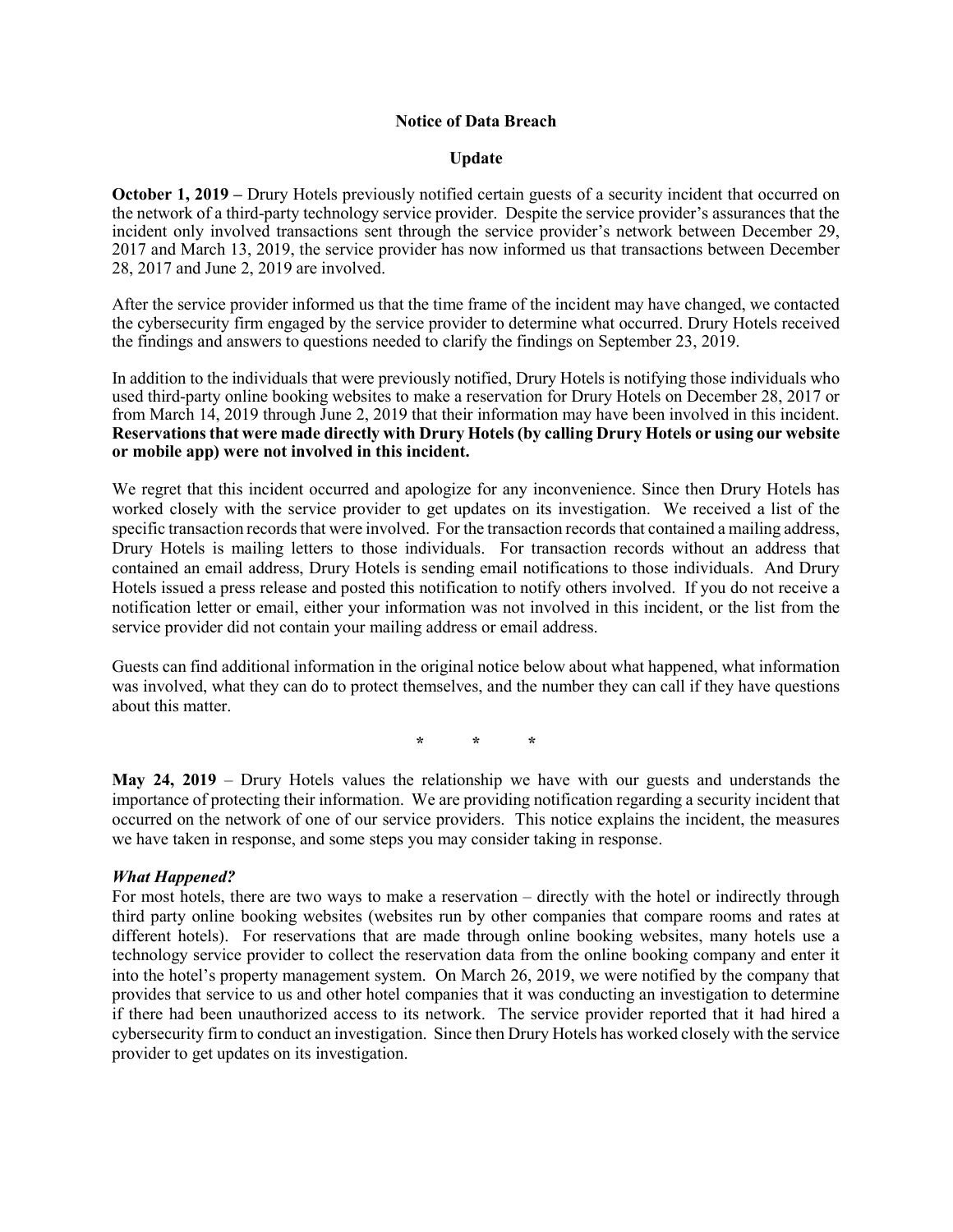# Notice of Data Breach

## Update

**October 1, 2019 –** Drury Hotels previously notified certain guests of a security incident that occurred on the network of a third-party technology service provider. Despite the service provider's assurances that the incident only involved transactions sent through the service provider's network between December 29, 2017 and March 13, 2019, the service provider has now informed us that transactions between December 28, 2017 and June 2, 2019 are involved.

After the service provider informed us that the time frame of the incident may have changed, we contacted the cybersecurity firm engaged by the service provider to determine what occurred. Drury Hotels received the findings and answers to questions needed to clarify the findings on September 23, 2019.

In addition to the individuals that were previously notified, Drury Hotels is notifying those individuals who used third-party online booking websites to make a reservation for Drury Hotels on December 28, 2017 or from March 14, 2019 through June 2, 2019 that their information may have been involved in this incident. **Reservations that were made directly with Drury Hotels (by calling Drury Hotels or using our website or mobile app) were not involved in this incident.**

We regret that this incident occurred and apologize for any inconvenience. Since then Drury Hotels has worked closely with the service provider to get updates on its investigation. We received a list of the specific transaction records that were involved. For the transaction records that contained a mailing address, Drury Hotels is mailing letters to those individuals. For transaction records without an address that contained an email address, Drury Hotels is sending email notifications to those individuals. And Drury Hotels issued a press release and posted this notification to notify others involved. If you do not receive a notification letter or email, either your information was not involved in this incident, or the list from the service provider did not contain your mailing address or email address.

Guests can find additional information in the original notice below about what happened, what information was involved, what they can do to protect themselves, and the number they can call if they have questions about this matter.

\* \* \*

**May 24, 2019** – Drury Hotels values the relationship we have with our guests and understands the importance of protecting their information. We are providing notification regarding a security incident that occurred on the network of one of our service providers. This notice explains the incident, the measures we have taken in response, and some steps you may consider taking in response.

### *What Happened?*

For most hotels, there are two ways to make a reservation – directly with the hotel or indirectly through third party online booking websites (websites run by other companies that compare rooms and rates at different hotels). For reservations that are made through online booking websites, many hotels use a technology service provider to collect the reservation data from the online booking company and enter it into the hotel's property management system. On March 26, 2019, we were notified by the company that provides that service to us and other hotel companies that it was conducting an investigation to determine if there had been unauthorized access to its network. The service provider reported that it had hired a cybersecurity firm to conduct an investigation. Since then Drury Hotels has worked closely with the service provider to get updates on its investigation.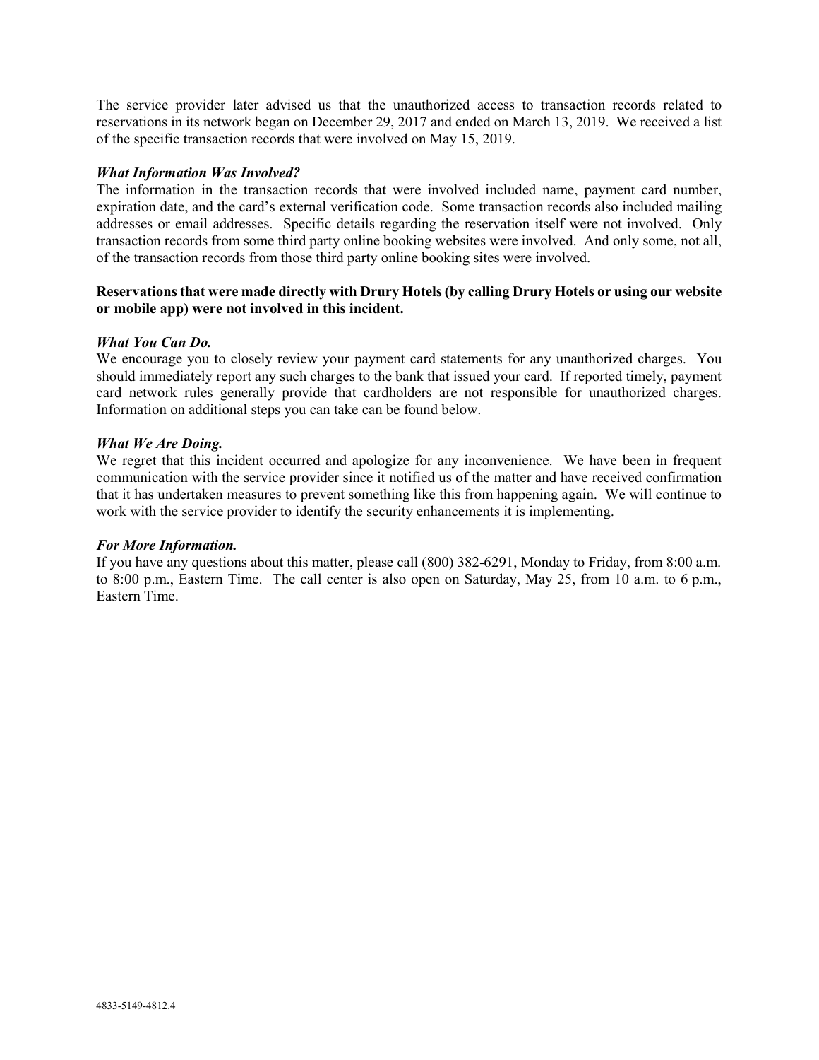The service provider later advised us that the unauthorized access to transaction records related to reservations in its network began on December 29, 2017 and ended on March 13, 2019. We received a list of the specific transaction records that were involved on May 15, 2019.

***What Information Was Involved?***

The information in the transaction records that were involved included name, payment card number, expiration date, and the card's external verification code. Some transaction records also included mailing addresses or email addresses. Specific details regarding the reservation itself were not involved. Only transaction records from some third party online booking websites were involved. And only some, not all, of the transaction records from those third party online booking sites were involved.

**Reservations that were made directly with Drury Hotels (by calling Drury Hotels or using our website or mobile app) were not involved in this incident.**

***What You Can Do.***

We encourage you to closely review your payment card statements for any unauthorized charges. You should immediately report any such charges to the bank that issued your card. If reported timely, payment card network rules generally provide that cardholders are not responsible for unauthorized charges. Information on additional steps you can take can be found below.

***What We Are Doing.***

We regret that this incident occurred and apologize for any inconvenience. We have been in frequent communication with the service provider since it notified us of the matter and have received confirmation that it has undertaken measures to prevent something like this from happening again. We will continue to work with the service provider to identify the security enhancements it is implementing.

***For More Information.***

If you have any questions about this matter, please call (800) 382-6291, Monday to Friday, from 8:00 a.m. to 8:00 p.m., Eastern Time. The call center is also open on Saturday, May 25, from 10 a.m. to 6 p.m., Eastern Time.

4833-5149-4812.4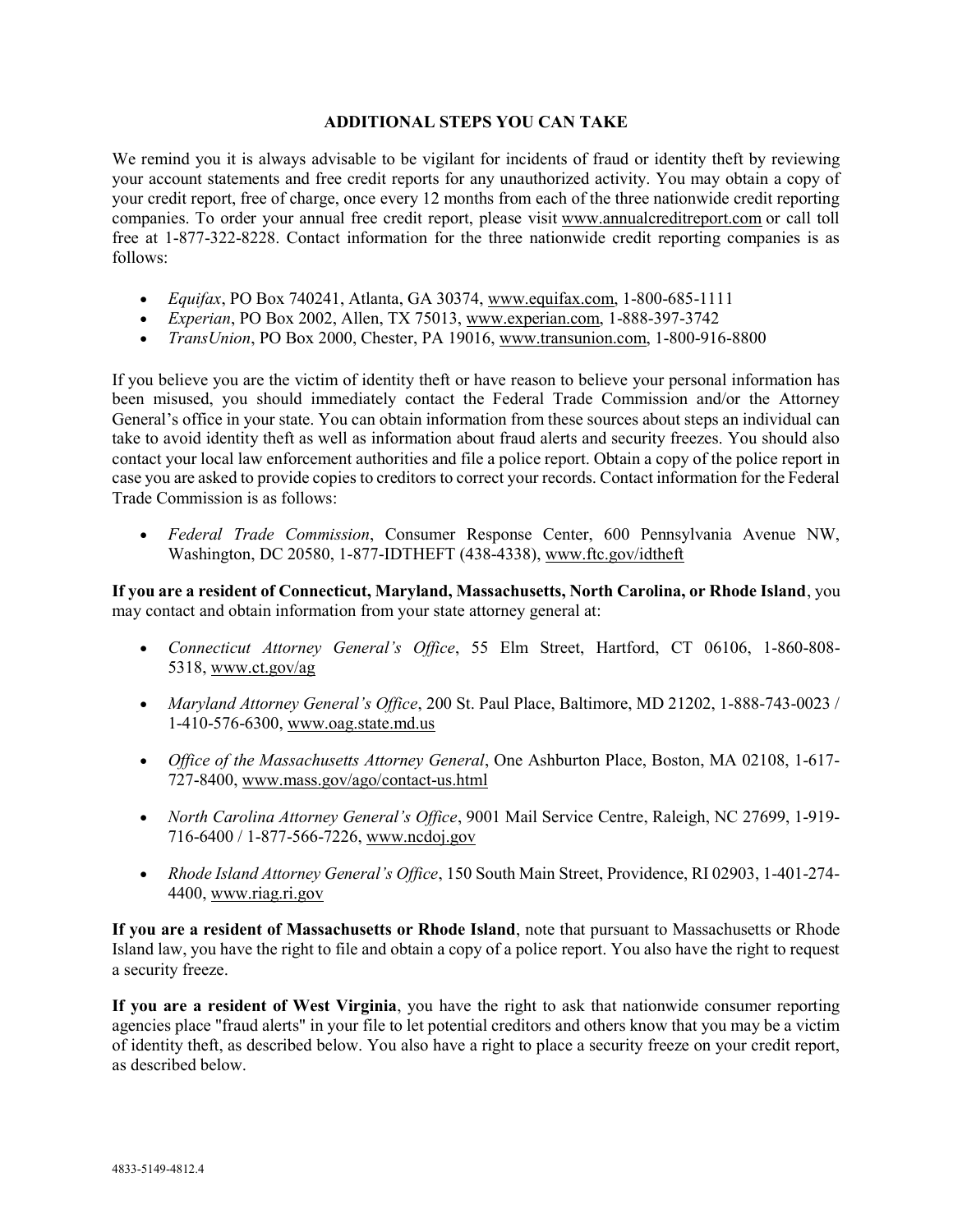## ADDITIONAL STEPS YOU CAN TAKE

We remind you it is always advisable to be vigilant for incidents of fraud or identity theft by reviewing your account statements and free credit reports for any unauthorized activity. You may obtain a copy of your credit report, free of charge, once every 12 months from each of the three nationwide credit reporting companies. To order your annual free credit report, please visit www.annualcreditreport.com or call toll free at 1-877-322-8228. Contact information for the three nationwide credit reporting companies is as follows:

- *Equifax*, PO Box 740241, Atlanta, GA 30374, www.equifax.com, 1-800-685-1111
- *Experian*, PO Box 2002, Allen, TX 75013, www.experian.com, 1-888-397-3742
- *TransUnion*, PO Box 2000, Chester, PA 19016, www.transunion.com, 1-800-916-8800

If you believe you are the victim of identity theft or have reason to believe your personal information has been misused, you should immediately contact the Federal Trade Commission and/or the Attorney General's office in your state. You can obtain information from these sources about steps an individual can take to avoid identity theft as well as information about fraud alerts and security freezes. You should also contact your local law enforcement authorities and file a police report. Obtain a copy of the police report in case you are asked to provide copies to creditors to correct your records. Contact information for the Federal Trade Commission is as follows:

- *Federal Trade Commission*, Consumer Response Center, 600 Pennsylvania Avenue NW, Washington, DC 20580, 1-877-IDTHEFT (438-4338), www.ftc.gov/idtheft

**If you are a resident of Connecticut, Maryland, Massachusetts, North Carolina, or Rhode Island**, you may contact and obtain information from your state attorney general at:

- *Connecticut Attorney General's Office*, 55 Elm Street, Hartford, CT 06106, 1-860-808-5318, www.ct.gov/ag
- *Maryland Attorney General's Office*, 200 St. Paul Place, Baltimore, MD 21202, 1-888-743-0023 / 1-410-576-6300, www.oag.state.md.us
- *Office of the Massachusetts Attorney General*, One Ashburton Place, Boston, MA 02108, 1-617-727-8400, www.mass.gov/ago/contact-us.html
- *North Carolina Attorney General's Office*, 9001 Mail Service Centre, Raleigh, NC 27699, 1-919-716-6400 / 1-877-566-7226, www.ncdoj.gov
- *Rhode Island Attorney General's Office*, 150 South Main Street, Providence, RI 02903, 1-401-274-4400, www.riag.ri.gov

**If you are a resident of Massachusetts or Rhode Island**, note that pursuant to Massachusetts or Rhode Island law, you have the right to file and obtain a copy of a police report. You also have the right to request a security freeze.

**If you are a resident of West Virginia**, you have the right to ask that nationwide consumer reporting agencies place "fraud alerts" in your file to let potential creditors and others know that you may be a victim of identity theft, as described below. You also have a right to place a security freeze on your credit report, as described below.

4833-5149-4812.4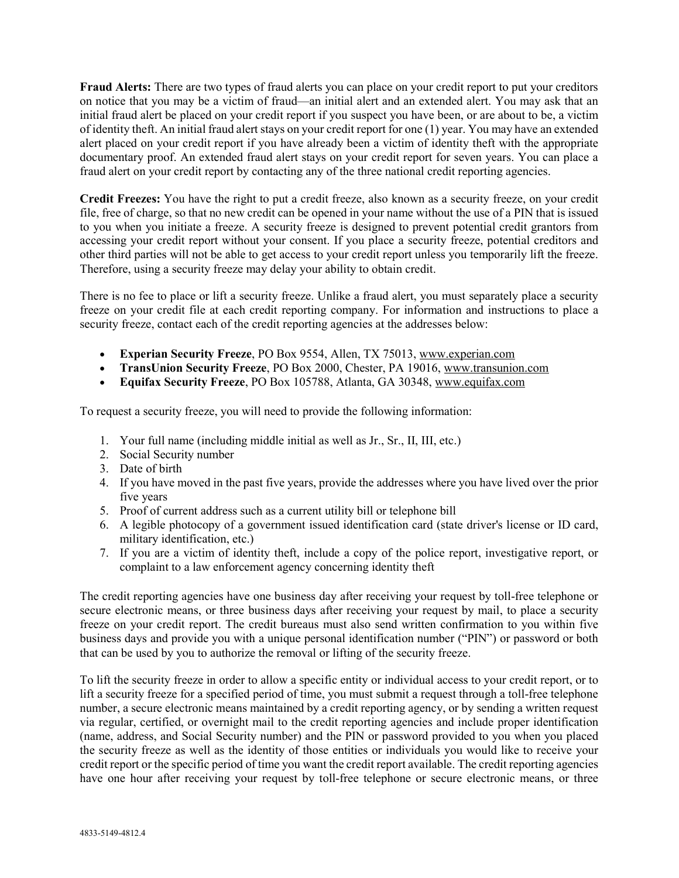**Fraud Alerts:** There are two types of fraud alerts you can place on your credit report to put your creditors on notice that you may be a victim of fraud—an initial alert and an extended alert. You may ask that an initial fraud alert be placed on your credit report if you suspect you have been, or are about to be, a victim of identity theft. An initial fraud alert stays on your credit report for one (1) year. You may have an extended alert placed on your credit report if you have already been a victim of identity theft with the appropriate documentary proof. An extended fraud alert stays on your credit report for seven years. You can place a fraud alert on your credit report by contacting any of the three national credit reporting agencies.

**Credit Freezes:** You have the right to put a credit freeze, also known as a security freeze, on your credit file, free of charge, so that no new credit can be opened in your name without the use of a PIN that is issued to you when you initiate a freeze. A security freeze is designed to prevent potential credit grantors from accessing your credit report without your consent. If you place a security freeze, potential creditors and other third parties will not be able to get access to your credit report unless you temporarily lift the freeze. Therefore, using a security freeze may delay your ability to obtain credit.

There is no fee to place or lift a security freeze. Unlike a fraud alert, you must separately place a security freeze on your credit file at each credit reporting company. For information and instructions to place a security freeze, contact each of the credit reporting agencies at the addresses below:

- **Experian Security Freeze**, PO Box 9554, Allen, TX 75013, www.experian.com
- **TransUnion Security Freeze**, PO Box 2000, Chester, PA 19016, www.transunion.com
- **Equifax Security Freeze**, PO Box 105788, Atlanta, GA 30348, www.equifax.com

To request a security freeze, you will need to provide the following information:

1. Your full name (including middle initial as well as Jr., Sr., II, III, etc.)
2. Social Security number
3. Date of birth
4. If you have moved in the past five years, provide the addresses where you have lived over the prior five years
5. Proof of current address such as a current utility bill or telephone bill
6. A legible photocopy of a government issued identification card (state driver's license or ID card, military identification, etc.)
7. If you are a victim of identity theft, include a copy of the police report, investigative report, or complaint to a law enforcement agency concerning identity theft

The credit reporting agencies have one business day after receiving your request by toll-free telephone or secure electronic means, or three business days after receiving your request by mail, to place a security freeze on your credit report. The credit bureaus must also send written confirmation to you within five business days and provide you with a unique personal identification number ("PIN") or password or both that can be used by you to authorize the removal or lifting of the security freeze.

To lift the security freeze in order to allow a specific entity or individual access to your credit report, or to lift a security freeze for a specified period of time, you must submit a request through a toll-free telephone number, a secure electronic means maintained by a credit reporting agency, or by sending a written request via regular, certified, or overnight mail to the credit reporting agencies and include proper identification (name, address, and Social Security number) and the PIN or password provided to you when you placed the security freeze as well as the identity of those entities or individuals you would like to receive your credit report or the specific period of time you want the credit report available. The credit reporting agencies have one hour after receiving your request by toll-free telephone or secure electronic means, or three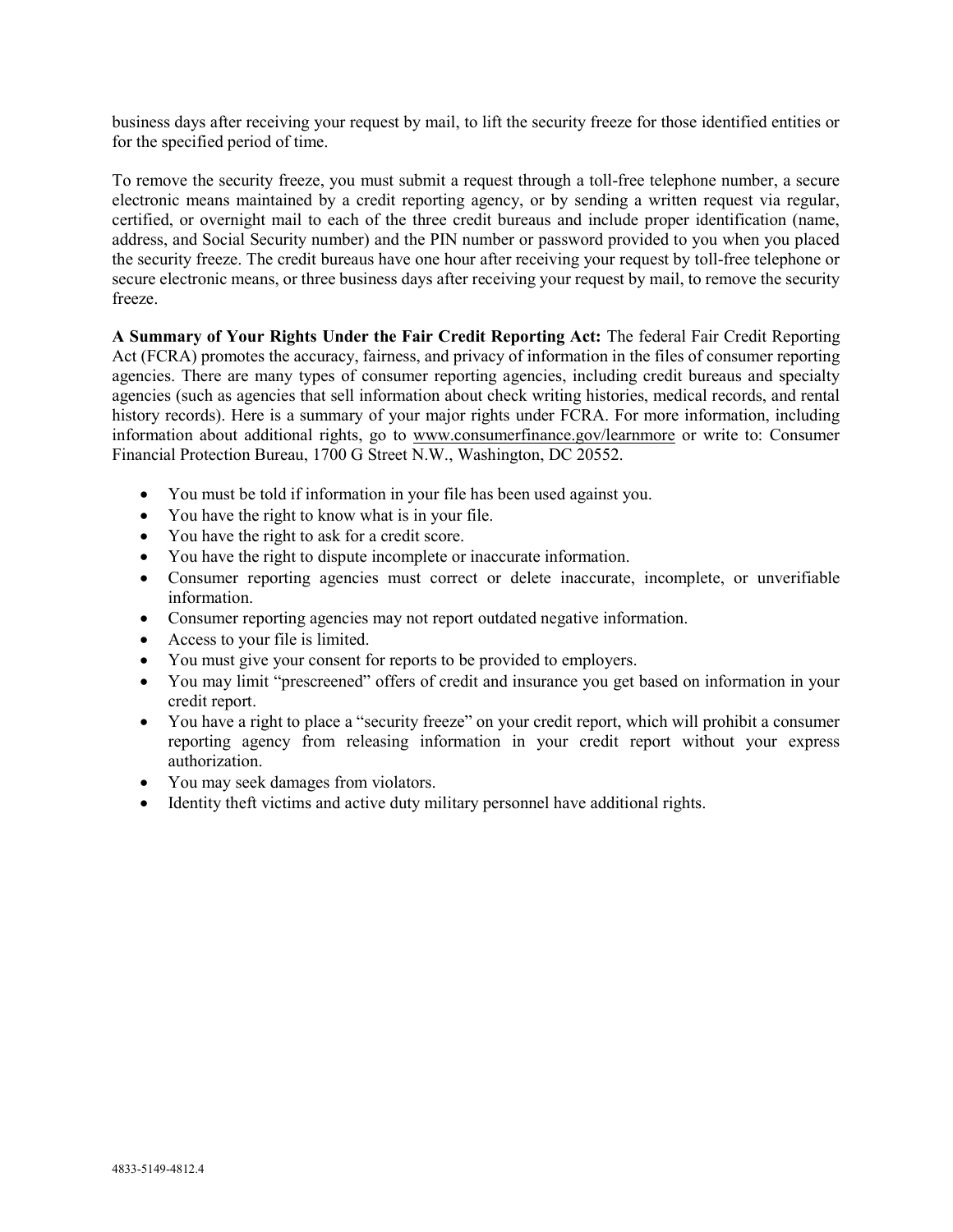business days after receiving your request by mail, to lift the security freeze for those identified entities or for the specified period of time.

To remove the security freeze, you must submit a request through a toll-free telephone number, a secure electronic means maintained by a credit reporting agency, or by sending a written request via regular, certified, or overnight mail to each of the three credit bureaus and include proper identification (name, address, and Social Security number) and the PIN number or password provided to you when you placed the security freeze. The credit bureaus have one hour after receiving your request by toll-free telephone or secure electronic means, or three business days after receiving your request by mail, to remove the security freeze.

**A Summary of Your Rights Under the Fair Credit Reporting Act:** The federal Fair Credit Reporting Act (FCRA) promotes the accuracy, fairness, and privacy of information in the files of consumer reporting agencies. There are many types of consumer reporting agencies, including credit bureaus and specialty agencies (such as agencies that sell information about check writing histories, medical records, and rental history records). Here is a summary of your major rights under FCRA. For more information, including information about additional rights, go to www.consumerfinance.gov/learnmore or write to: Consumer Financial Protection Bureau, 1700 G Street N.W., Washington, DC 20552.

- You must be told if information in your file has been used against you.
- You have the right to know what is in your file.
- You have the right to ask for a credit score.
- You have the right to dispute incomplete or inaccurate information.
- Consumer reporting agencies must correct or delete inaccurate, incomplete, or unverifiable information.
- Consumer reporting agencies may not report outdated negative information.
- Access to your file is limited.
- You must give your consent for reports to be provided to employers.
- You may limit "prescreened" offers of credit and insurance you get based on information in your credit report.
- You have a right to place a "security freeze" on your credit report, which will prohibit a consumer reporting agency from releasing information in your credit report without your express authorization.
- You may seek damages from violators.
- Identity theft victims and active duty military personnel have additional rights.

4833-5149-4812.4